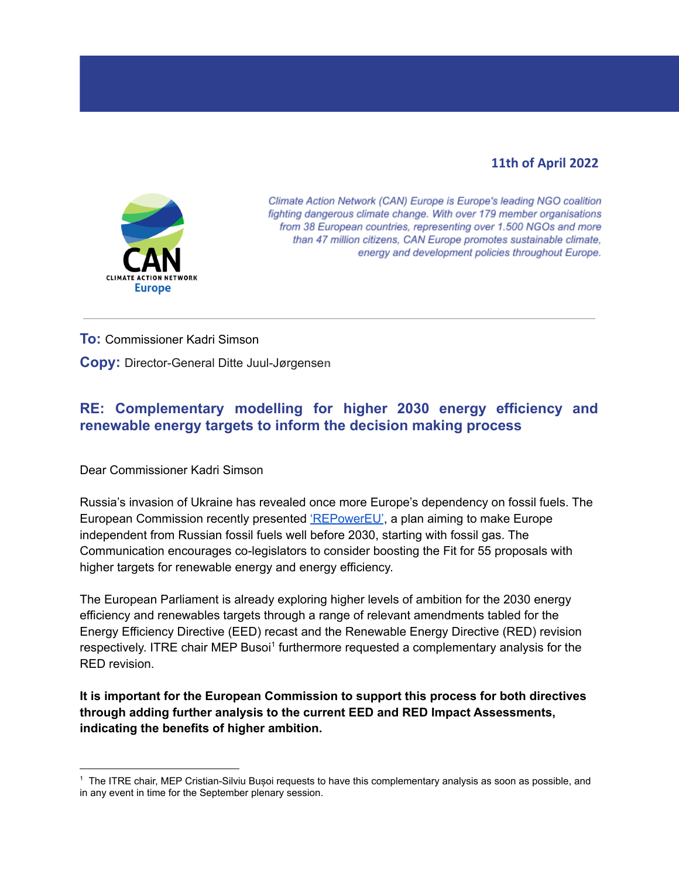**11th of April 2022**

CAN CLIMATE ACTION NETWORK Europe

*Climate Action Network (CAN) Europe is Europe's leading NGO coalition fighting dangerous climate change. With over 179 member organisations from 38 European countries, representing over 1.500 NGOs and more than 47 million citizens, CAN Europe promotes sustainable climate, energy and development policies throughout Europe.*

---

**To:** Commissioner Kadri Simson

**Copy:** Director-General Ditte Juul-Jørgensen

## RE: Complementary modelling for higher 2030 energy efficiency and renewable energy targets to inform the decision making process

Dear Commissioner Kadri Simson

Russia's invasion of Ukraine has revealed once more Europe's dependency on fossil fuels. The European Commission recently presented 'REPowerEU', a plan aiming to make Europe independent from Russian fossil fuels well before 2030, starting with fossil gas. The Communication encourages co-legislators to consider boosting the Fit for 55 proposals with higher targets for renewable energy and energy efficiency.

The European Parliament is already exploring higher levels of ambition for the 2030 energy efficiency and renewables targets through a range of relevant amendments tabled for the Energy Efficiency Directive (EED) recast and the Renewable Energy Directive (RED) revision respectively. ITRE chair MEP Busoi[1] furthermore requested a complementary analysis for the RED revision.

**It is important for the European Commission to support this process for both directives through adding further analysis to the current EED and RED Impact Assessments, indicating the benefits of higher ambition.**

---

[1] The ITRE chair, MEP Cristian-Silviu Bușoi requests to have this complementary analysis as soon as possible, and in any event in time for the September plenary session.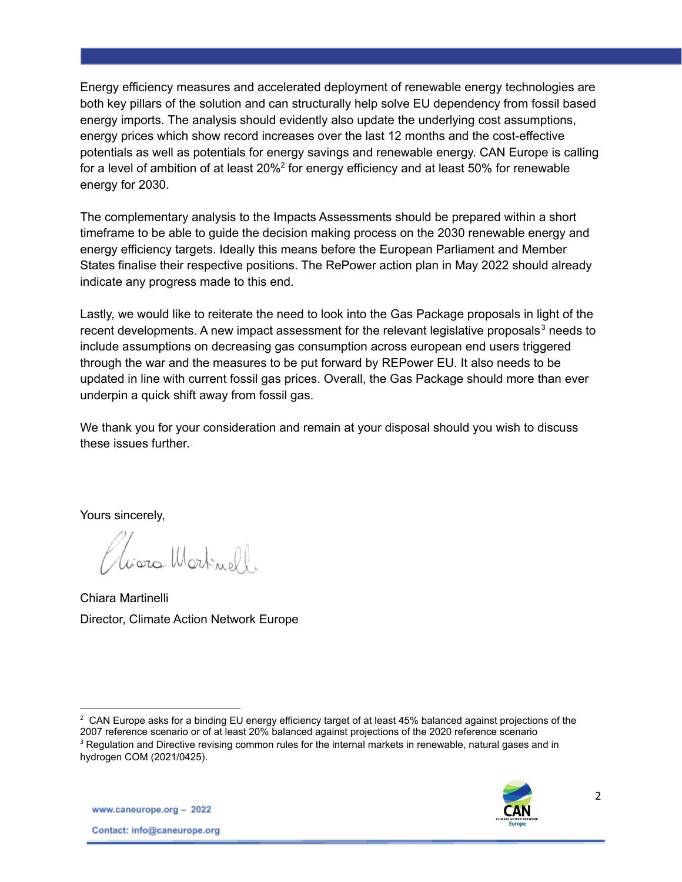Energy efficiency measures and accelerated deployment of renewable energy technologies are both key pillars of the solution and can structurally help solve EU dependency from fossil based energy imports. The analysis should evidently also update the underlying cost assumptions, energy prices which show record increases over the last 12 months and the cost-effective potentials as well as potentials for energy savings and renewable energy. CAN Europe is calling for a level of ambition of at least 20%[2] for energy efficiency and at least 50% for renewable energy for 2030.

The complementary analysis to the Impacts Assessments should be prepared within a short timeframe to be able to guide the decision making process on the 2030 renewable energy and energy efficiency targets. Ideally this means before the European Parliament and Member States finalise their respective positions. The RePower action plan in May 2022 should already indicate any progress made to this end.

Lastly, we would like to reiterate the need to look into the Gas Package proposals in light of the recent developments. A new impact assessment for the relevant legislative proposals[3] needs to include assumptions on decreasing gas consumption across european end users triggered through the war and the measures to be put forward by REPower EU. It also needs to be updated in line with current fossil gas prices. Overall, the Gas Package should more than ever underpin a quick shift away from fossil gas.

We thank you for your consideration and remain at your disposal should you wish to discuss these issues further.

Yours sincerely,

Chiara Martinelli
Director, Climate Action Network Europe

---

[2] CAN Europe asks for a binding EU energy efficiency target of at least 45% balanced against projections of the 2007 reference scenario or of at least 20% balanced against projections of the 2020 reference scenario

[3] Regulation and Directive revising common rules for the internal markets in renewable, natural gases and in hydrogen COM (2021/0425).

www.caneurope.org – 2022

Contact: info@caneurope.org